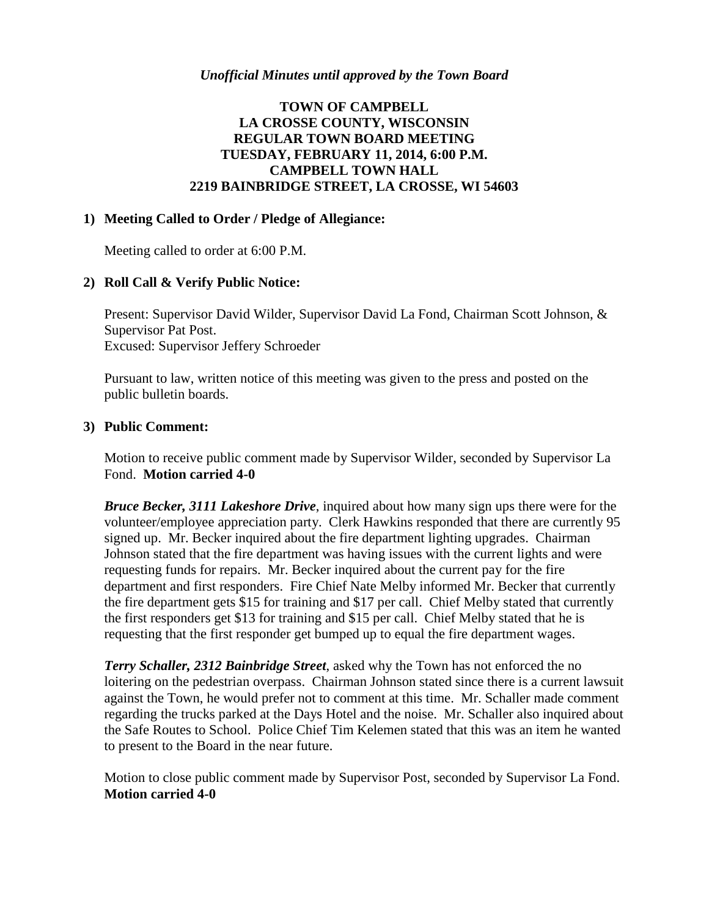*Unofficial Minutes until approved by the Town Board*

**TOWN OF CAMPBELL**
**LA CROSSE COUNTY, WISCONSIN**
**REGULAR TOWN BOARD MEETING**
**TUESDAY, FEBRUARY 11, 2014, 6:00 P.M.**
**CAMPBELL TOWN HALL**
**2219 BAINBRIDGE STREET, LA CROSSE, WI 54603**

**1) Meeting Called to Order / Pledge of Allegiance:**

Meeting called to order at 6:00 P.M.

**2) Roll Call & Verify Public Notice:**

Present: Supervisor David Wilder, Supervisor David La Fond, Chairman Scott Johnson, & Supervisor Pat Post.
Excused: Supervisor Jeffery Schroeder

Pursuant to law, written notice of this meeting was given to the press and posted on the public bulletin boards.

**3) Public Comment:**

Motion to receive public comment made by Supervisor Wilder, seconded by Supervisor La Fond. **Motion carried 4-0**

***Bruce Becker, 3111 Lakeshore Drive***, inquired about how many sign ups there were for the volunteer/employee appreciation party. Clerk Hawkins responded that there are currently 95 signed up. Mr. Becker inquired about the fire department lighting upgrades. Chairman Johnson stated that the fire department was having issues with the current lights and were requesting funds for repairs. Mr. Becker inquired about the current pay for the fire department and first responders. Fire Chief Nate Melby informed Mr. Becker that currently the fire department gets $15 for training and $17 per call. Chief Melby stated that currently the first responders get $13 for training and $15 per call. Chief Melby stated that he is requesting that the first responder get bumped up to equal the fire department wages.

***Terry Schaller, 2312 Bainbridge Street***, asked why the Town has not enforced the no loitering on the pedestrian overpass. Chairman Johnson stated since there is a current lawsuit against the Town, he would prefer not to comment at this time. Mr. Schaller made comment regarding the trucks parked at the Days Hotel and the noise. Mr. Schaller also inquired about the Safe Routes to School. Police Chief Tim Kelemen stated that this was an item he wanted to present to the Board in the near future.

Motion to close public comment made by Supervisor Post, seconded by Supervisor La Fond. **Motion carried 4-0**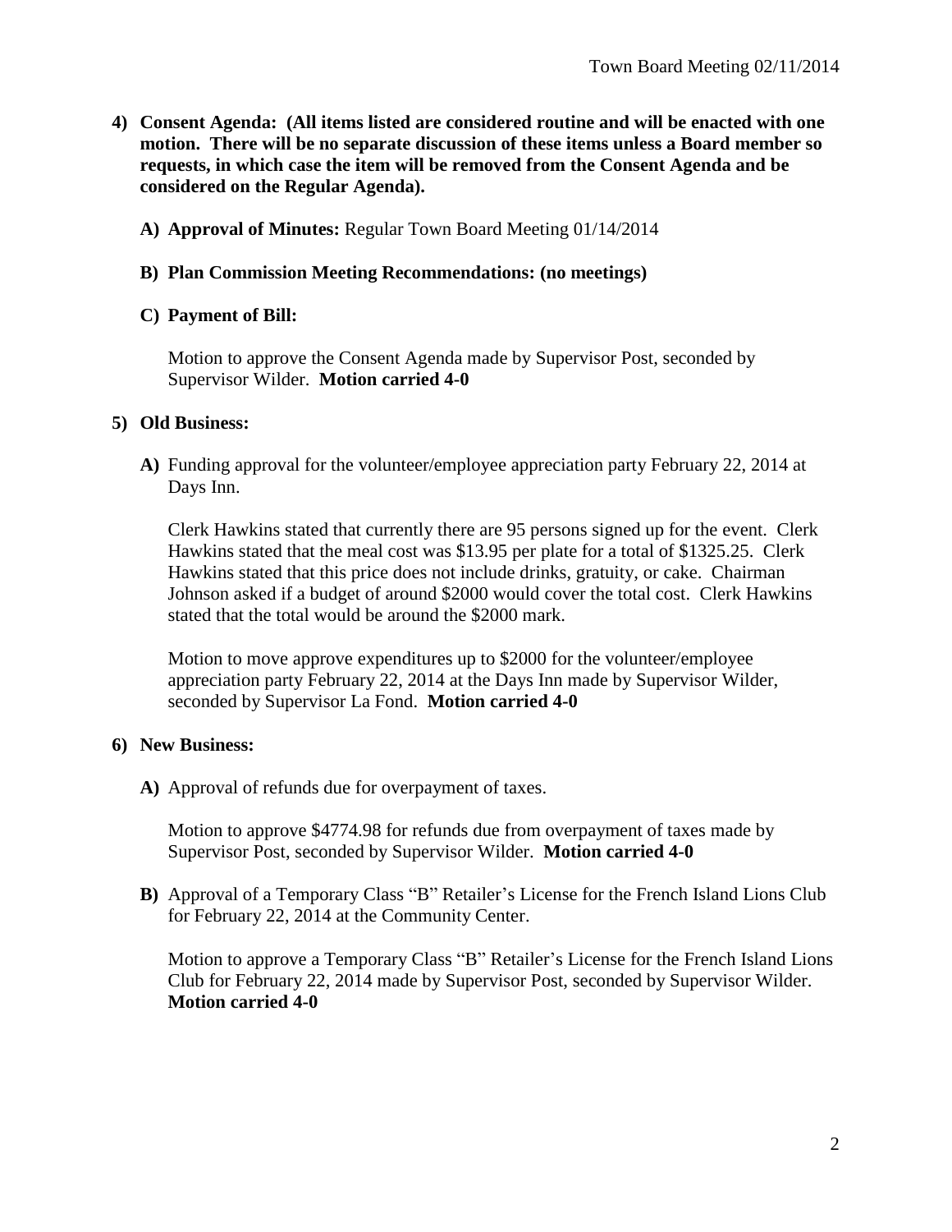**4) Consent Agenda: (All items listed are considered routine and will be enacted with one motion. There will be no separate discussion of these items unless a Board member so requests, in which case the item will be removed from the Consent Agenda and be considered on the Regular Agenda).**

**A) Approval of Minutes:** Regular Town Board Meeting 01/14/2014

**B) Plan Commission Meeting Recommendations: (no meetings)**

**C) Payment of Bill:**

Motion to approve the Consent Agenda made by Supervisor Post, seconded by Supervisor Wilder. **Motion carried 4-0**

**5) Old Business:**

**A)** Funding approval for the volunteer/employee appreciation party February 22, 2014 at Days Inn.

Clerk Hawkins stated that currently there are 95 persons signed up for the event. Clerk Hawkins stated that the meal cost was $13.95 per plate for a total of $1325.25. Clerk Hawkins stated that this price does not include drinks, gratuity, or cake. Chairman Johnson asked if a budget of around $2000 would cover the total cost. Clerk Hawkins stated that the total would be around the $2000 mark.

Motion to move approve expenditures up to $2000 for the volunteer/employee appreciation party February 22, 2014 at the Days Inn made by Supervisor Wilder, seconded by Supervisor La Fond. **Motion carried 4-0**

**6) New Business:**

**A)** Approval of refunds due for overpayment of taxes.

Motion to approve $4774.98 for refunds due from overpayment of taxes made by Supervisor Post, seconded by Supervisor Wilder. **Motion carried 4-0**

**B)** Approval of a Temporary Class "B" Retailer's License for the French Island Lions Club for February 22, 2014 at the Community Center.

Motion to approve a Temporary Class "B" Retailer's License for the French Island Lions Club for February 22, 2014 made by Supervisor Post, seconded by Supervisor Wilder. **Motion carried 4-0**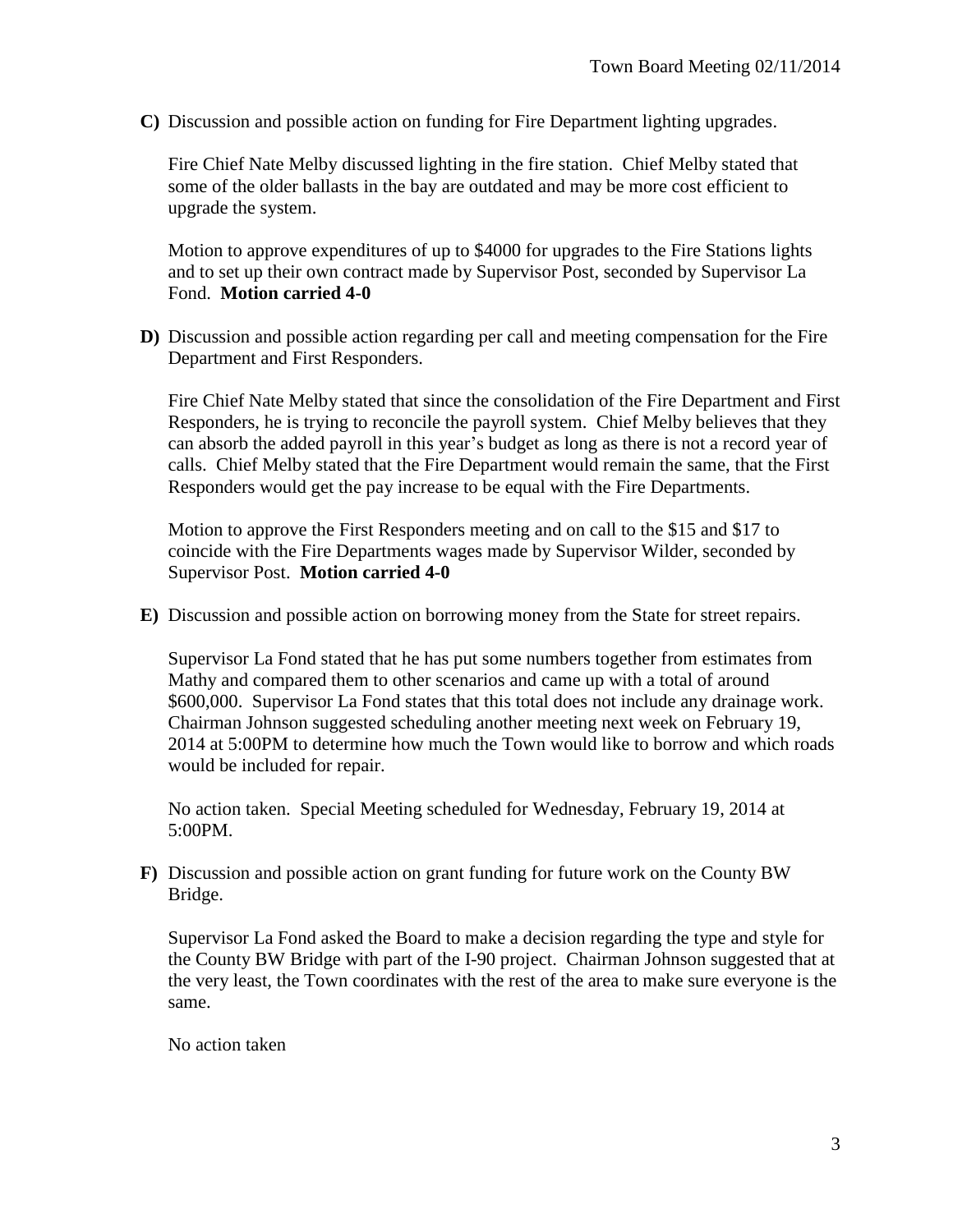**C)** Discussion and possible action on funding for Fire Department lighting upgrades.

Fire Chief Nate Melby discussed lighting in the fire station. Chief Melby stated that some of the older ballasts in the bay are outdated and may be more cost efficient to upgrade the system.

Motion to approve expenditures of up to $4000 for upgrades to the Fire Stations lights and to set up their own contract made by Supervisor Post, seconded by Supervisor La Fond. **Motion carried 4-0**

**D)** Discussion and possible action regarding per call and meeting compensation for the Fire Department and First Responders.

Fire Chief Nate Melby stated that since the consolidation of the Fire Department and First Responders, he is trying to reconcile the payroll system. Chief Melby believes that they can absorb the added payroll in this year's budget as long as there is not a record year of calls. Chief Melby stated that the Fire Department would remain the same, that the First Responders would get the pay increase to be equal with the Fire Departments.

Motion to approve the First Responders meeting and on call to the $15 and $17 to coincide with the Fire Departments wages made by Supervisor Wilder, seconded by Supervisor Post. **Motion carried 4-0**

**E)** Discussion and possible action on borrowing money from the State for street repairs.

Supervisor La Fond stated that he has put some numbers together from estimates from Mathy and compared them to other scenarios and came up with a total of around $600,000. Supervisor La Fond states that this total does not include any drainage work. Chairman Johnson suggested scheduling another meeting next week on February 19, 2014 at 5:00PM to determine how much the Town would like to borrow and which roads would be included for repair.

No action taken. Special Meeting scheduled for Wednesday, February 19, 2014 at 5:00PM.

**F)** Discussion and possible action on grant funding for future work on the County BW Bridge.

Supervisor La Fond asked the Board to make a decision regarding the type and style for the County BW Bridge with part of the I-90 project. Chairman Johnson suggested that at the very least, the Town coordinates with the rest of the area to make sure everyone is the same.

No action taken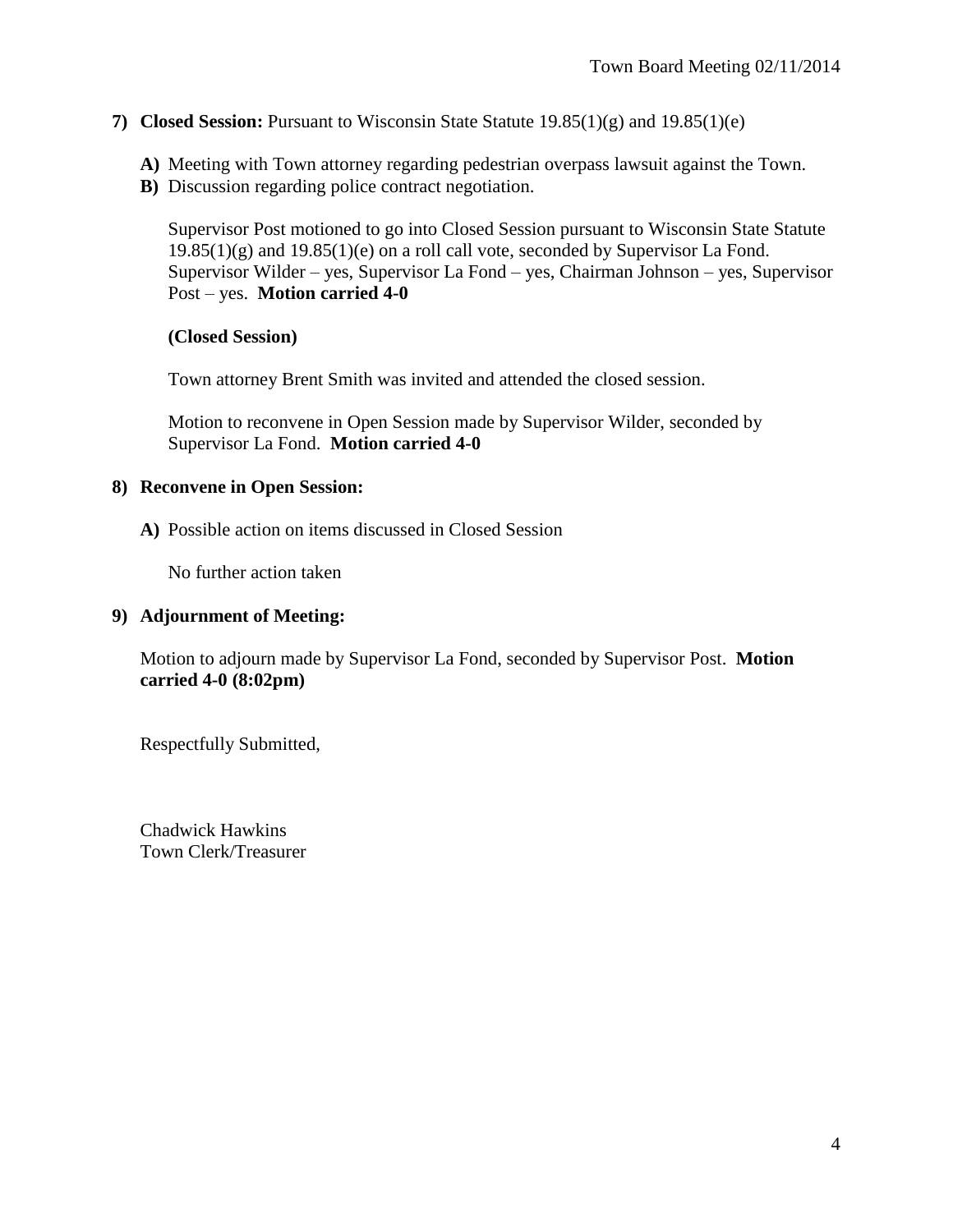**7) Closed Session:** Pursuant to Wisconsin State Statute 19.85(1)(g) and 19.85(1)(e)

**A)** Meeting with Town attorney regarding pedestrian overpass lawsuit against the Town.
**B)** Discussion regarding police contract negotiation.

Supervisor Post motioned to go into Closed Session pursuant to Wisconsin State Statute 19.85(1)(g) and 19.85(1)(e) on a roll call vote, seconded by Supervisor La Fond. Supervisor Wilder – yes, Supervisor La Fond – yes, Chairman Johnson – yes, Supervisor Post – yes. **Motion carried 4-0**

**(Closed Session)**

Town attorney Brent Smith was invited and attended the closed session.

Motion to reconvene in Open Session made by Supervisor Wilder, seconded by Supervisor La Fond. **Motion carried 4-0**

**8) Reconvene in Open Session:**

**A)** Possible action on items discussed in Closed Session

No further action taken

**9) Adjournment of Meeting:**

Motion to adjourn made by Supervisor La Fond, seconded by Supervisor Post. **Motion carried 4-0 (8:02pm)**

Respectfully Submitted,

Chadwick Hawkins
Town Clerk/Treasurer